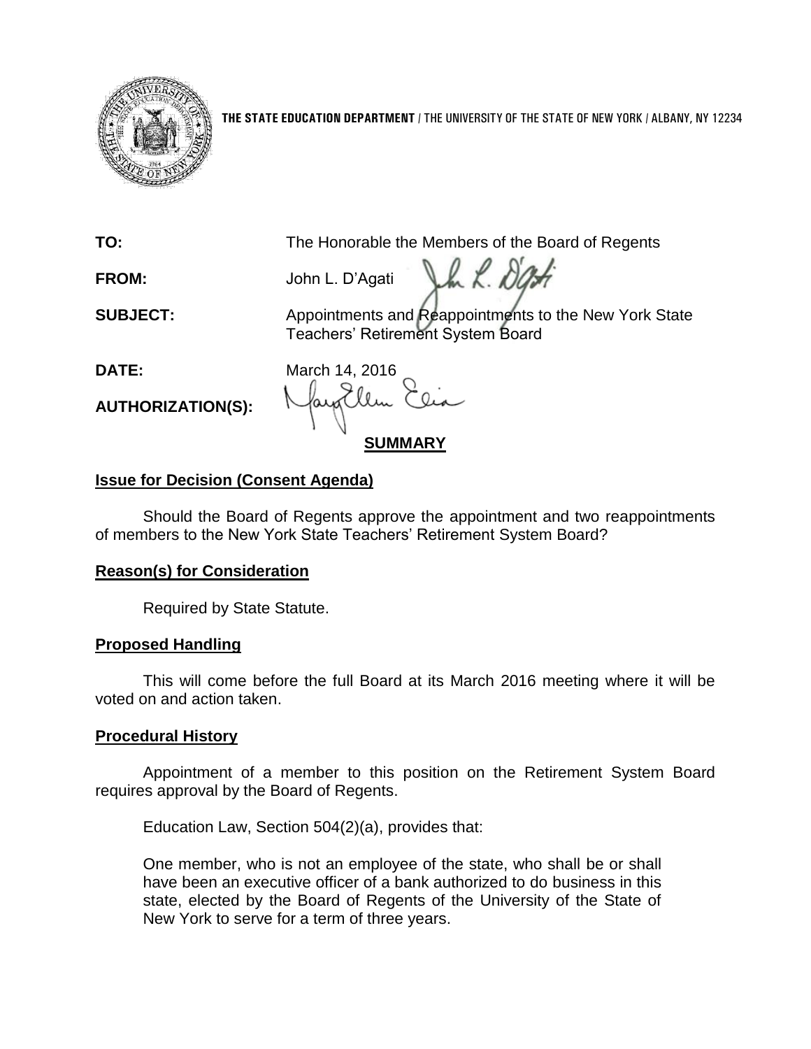**THE STATE EDUCATION DEPARTMENT** / THE UNIVERSITY OF THE STATE OF NEW YORK / ALBANY, NY 12234

**TO:** The Honorable the Members of the Board of Regents

**FROM:** John L. D'Agati

**SUBJECT:** Appointments and Reappointments to the New York State Teachers' Retirement System Board

**DATE:** March 14, 2016

**AUTHORIZATION(S):**

## SUMMARY

### Issue for Decision (Consent Agenda)

Should the Board of Regents approve the appointment and two reappointments of members to the New York State Teachers' Retirement System Board?

### Reason(s) for Consideration

Required by State Statute.

### Proposed Handling

This will come before the full Board at its March 2016 meeting where it will be voted on and action taken.

### Procedural History

Appointment of a member to this position on the Retirement System Board requires approval by the Board of Regents.

Education Law, Section 504(2)(a), provides that:

> One member, who is not an employee of the state, who shall be or shall have been an executive officer of a bank authorized to do business in this state, elected by the Board of Regents of the University of the State of New York to serve for a term of three years.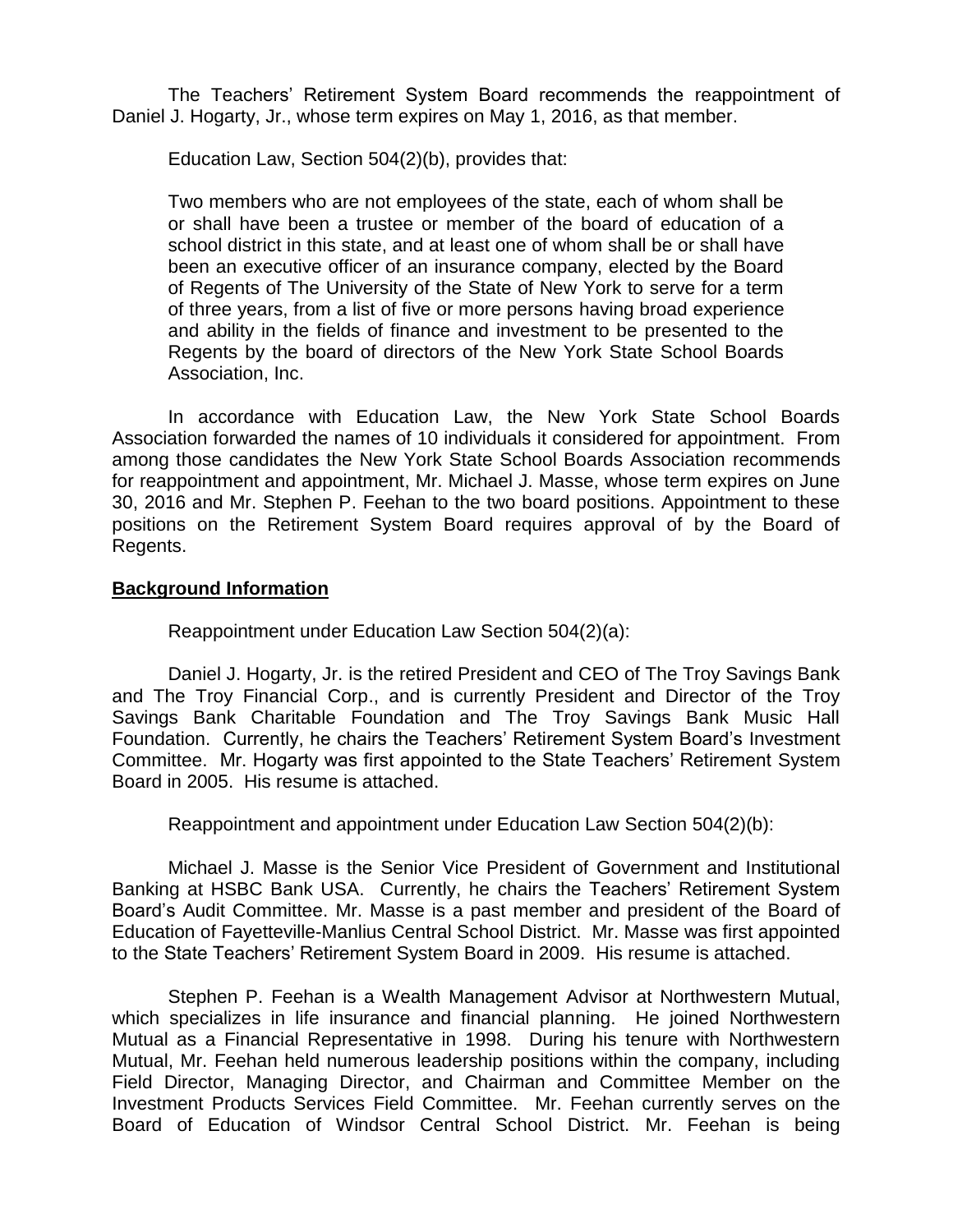The Teachers' Retirement System Board recommends the reappointment of Daniel J. Hogarty, Jr., whose term expires on May 1, 2016, as that member.

Education Law, Section 504(2)(b), provides that:

> Two members who are not employees of the state, each of whom shall be or shall have been a trustee or member of the board of education of a school district in this state, and at least one of whom shall be or shall have been an executive officer of an insurance company, elected by the Board of Regents of The University of the State of New York to serve for a term of three years, from a list of five or more persons having broad experience and ability in the fields of finance and investment to be presented to the Regents by the board of directors of the New York State School Boards Association, Inc.

In accordance with Education Law, the New York State School Boards Association forwarded the names of 10 individuals it considered for appointment. From among those candidates the New York State School Boards Association recommends for reappointment and appointment, Mr. Michael J. Masse, whose term expires on June 30, 2016 and Mr. Stephen P. Feehan to the two board positions. Appointment to these positions on the Retirement System Board requires approval of by the Board of Regents.

## Background Information

Reappointment under Education Law Section 504(2)(a):

Daniel J. Hogarty, Jr. is the retired President and CEO of The Troy Savings Bank and The Troy Financial Corp., and is currently President and Director of the Troy Savings Bank Charitable Foundation and The Troy Savings Bank Music Hall Foundation. Currently, he chairs the Teachers' Retirement System Board's Investment Committee. Mr. Hogarty was first appointed to the State Teachers' Retirement System Board in 2005. His resume is attached.

Reappointment and appointment under Education Law Section 504(2)(b):

Michael J. Masse is the Senior Vice President of Government and Institutional Banking at HSBC Bank USA. Currently, he chairs the Teachers' Retirement System Board's Audit Committee. Mr. Masse is a past member and president of the Board of Education of Fayetteville-Manlius Central School District. Mr. Masse was first appointed to the State Teachers' Retirement System Board in 2009. His resume is attached.

Stephen P. Feehan is a Wealth Management Advisor at Northwestern Mutual, which specializes in life insurance and financial planning. He joined Northwestern Mutual as a Financial Representative in 1998. During his tenure with Northwestern Mutual, Mr. Feehan held numerous leadership positions within the company, including Field Director, Managing Director, and Chairman and Committee Member on the Investment Products Services Field Committee. Mr. Feehan currently serves on the Board of Education of Windsor Central School District. Mr. Feehan is being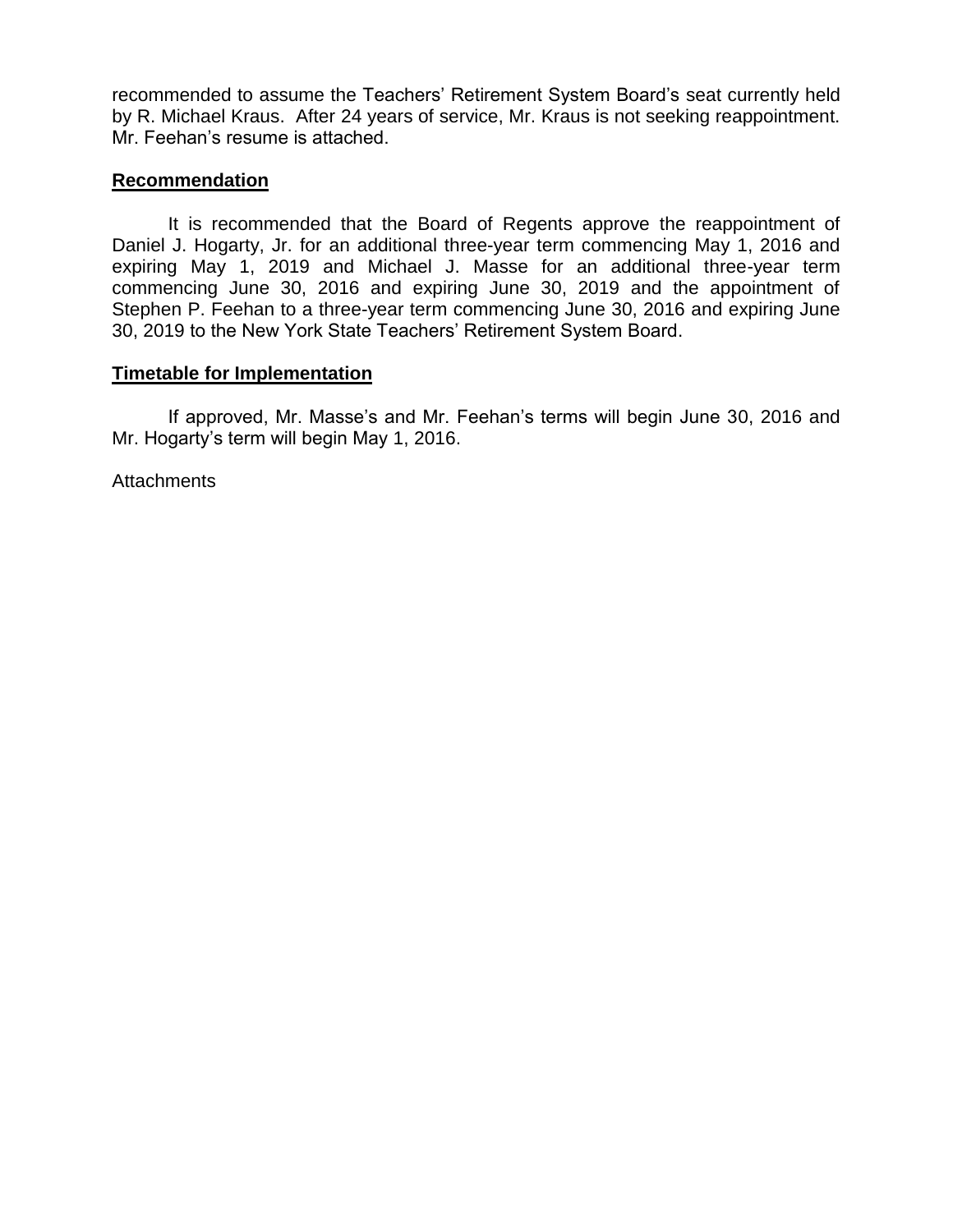recommended to assume the Teachers' Retirement System Board's seat currently held by R. Michael Kraus. After 24 years of service, Mr. Kraus is not seeking reappointment. Mr. Feehan's resume is attached.

## Recommendation

It is recommended that the Board of Regents approve the reappointment of Daniel J. Hogarty, Jr. for an additional three-year term commencing May 1, 2016 and expiring May 1, 2019 and Michael J. Masse for an additional three-year term commencing June 30, 2016 and expiring June 30, 2019 and the appointment of Stephen P. Feehan to a three-year term commencing June 30, 2016 and expiring June 30, 2019 to the New York State Teachers' Retirement System Board.

## Timetable for Implementation

If approved, Mr. Masse's and Mr. Feehan's terms will begin June 30, 2016 and Mr. Hogarty's term will begin May 1, 2016.

Attachments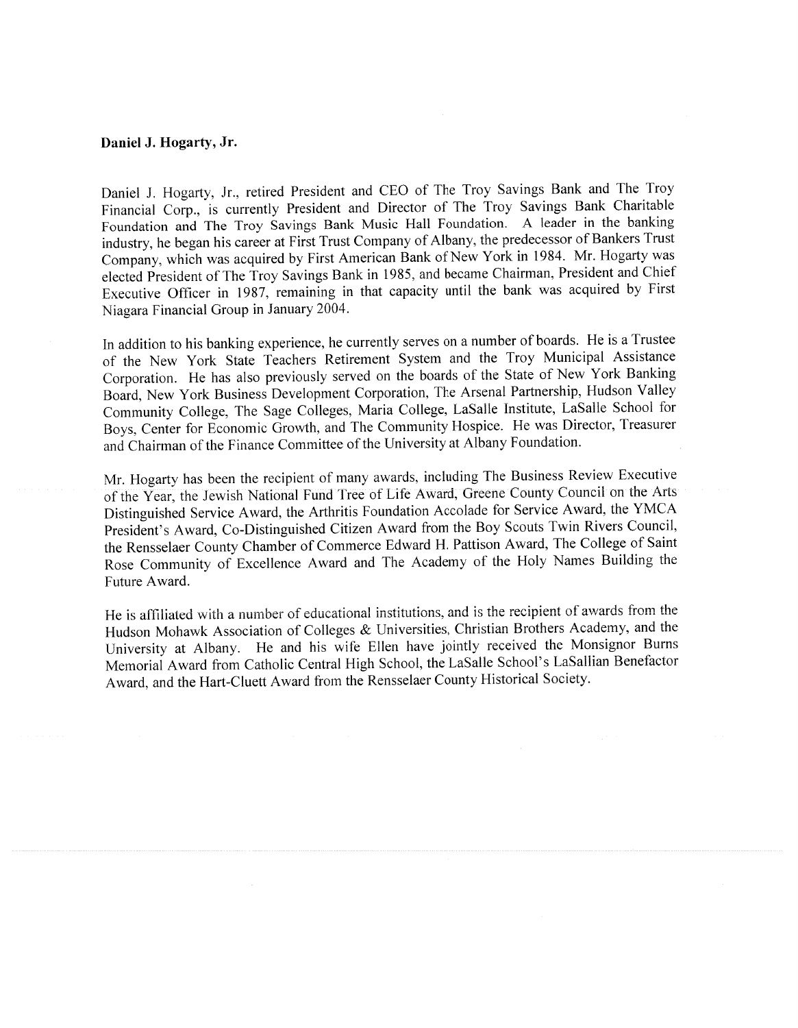**Daniel J. Hogarty, Jr.**

Daniel J. Hogarty, Jr., retired President and CEO of The Troy Savings Bank and The Troy Financial Corp., is currently President and Director of The Troy Savings Bank Charitable Foundation and The Troy Savings Bank Music Hall Foundation. A leader in the banking industry, he began his career at First Trust Company of Albany, the predecessor of Bankers Trust Company, which was acquired by First American Bank of New York in 1984. Mr. Hogarty was elected President of The Troy Savings Bank in 1985, and became Chairman, President and Chief Executive Officer in 1987, remaining in that capacity until the bank was acquired by First Niagara Financial Group in January 2004.

In addition to his banking experience, he currently serves on a number of boards. He is a Trustee of the New York State Teachers Retirement System and the Troy Municipal Assistance Corporation. He has also previously served on the boards of the State of New York Banking Board, New York Business Development Corporation, The Arsenal Partnership, Hudson Valley Community College, The Sage Colleges, Maria College, LaSalle Institute, LaSalle School for Boys, Center for Economic Growth, and The Community Hospice. He was Director, Treasurer and Chairman of the Finance Committee of the University at Albany Foundation.

Mr. Hogarty has been the recipient of many awards, including The Business Review Executive of the Year, the Jewish National Fund Tree of Life Award, Greene County Council on the Arts Distinguished Service Award, the Arthritis Foundation Accolade for Service Award, the YMCA President's Award, Co-Distinguished Citizen Award from the Boy Scouts Twin Rivers Council, the Rensselaer County Chamber of Commerce Edward H. Pattison Award, The College of Saint Rose Community of Excellence Award and The Academy of the Holy Names Building the Future Award.

He is affiliated with a number of educational institutions, and is the recipient of awards from the Hudson Mohawk Association of Colleges & Universities, Christian Brothers Academy, and the University at Albany. He and his wife Ellen have jointly received the Monsignor Burns Memorial Award from Catholic Central High School, the LaSalle School's LaSallian Benefactor Award, and the Hart-Cluett Award from the Rensselaer County Historical Society.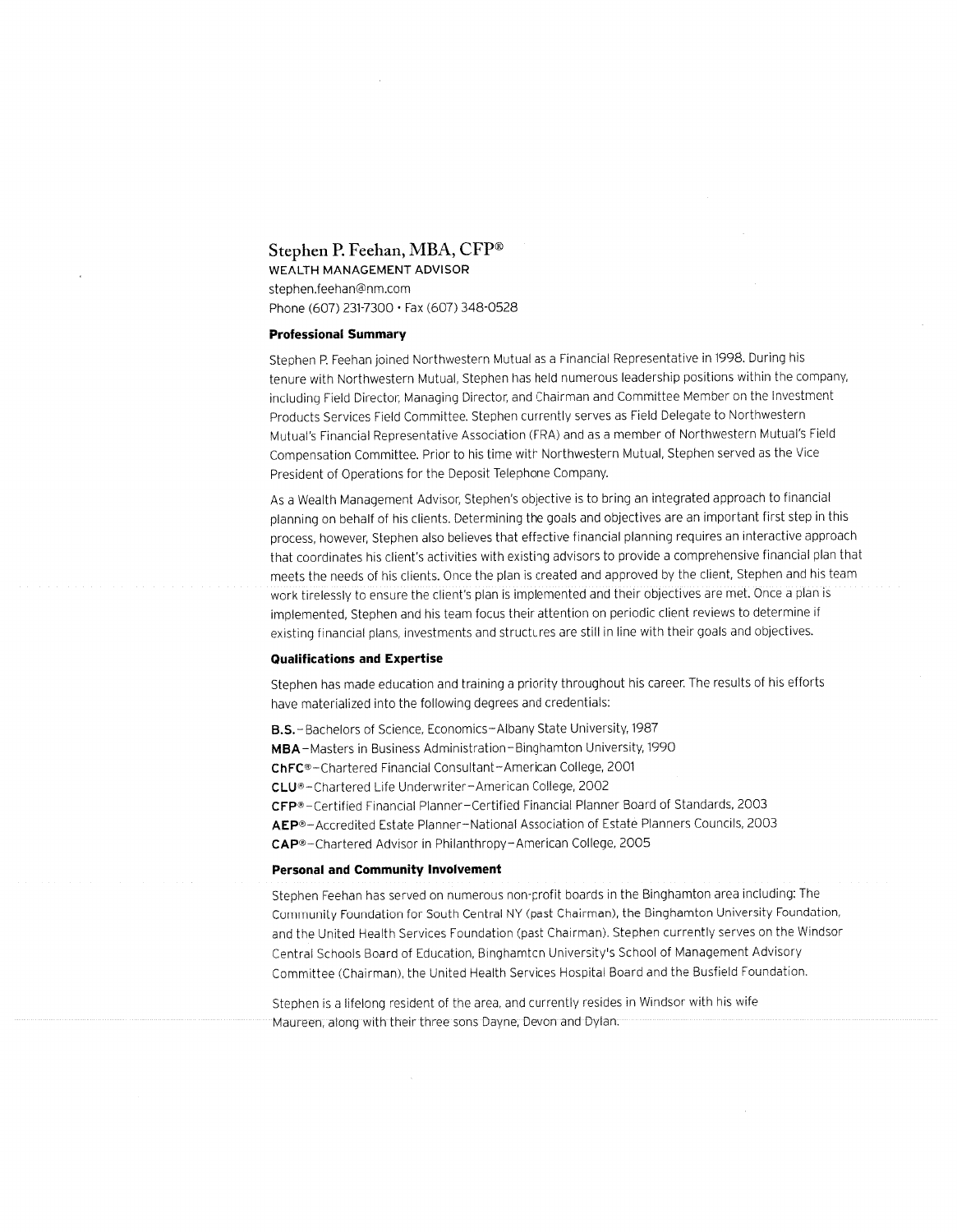## Stephen P. Feehan, MBA, CFP®

WEALTH MANAGEMENT ADVISOR
stephen.feehan@nm.com
Phone (607) 231-7300 • Fax (607) 348-0528

### Professional Summary

Stephen P. Feehan joined Northwestern Mutual as a Financial Representative in 1998. During his tenure with Northwestern Mutual, Stephen has held numerous leadership positions within the company, including Field Director, Managing Director, and Chairman and Committee Member on the Investment Products Services Field Committee. Stephen currently serves as Field Delegate to Northwestern Mutual's Financial Representative Association (FRA) and as a member of Northwestern Mutual's Field Compensation Committee. Prior to his time with Northwestern Mutual, Stephen served as the Vice President of Operations for the Deposit Telephone Company.

As a Wealth Management Advisor, Stephen's objective is to bring an integrated approach to financial planning on behalf of his clients. Determining the goals and objectives are an important first step in this process, however, Stephen also believes that effective financial planning requires an interactive approach that coordinates his client's activities with existing advisors to provide a comprehensive financial plan that meets the needs of his clients. Once the plan is created and approved by the client, Stephen and his team work tirelessly to ensure the client's plan is implemented and their objectives are met. Once a plan is implemented, Stephen and his team focus their attention on periodic client reviews to determine if existing financial plans, investments and structures are still in line with their goals and objectives.

### Qualifications and Expertise

Stephen has made education and training a priority throughout his career. The results of his efforts have materialized into the following degrees and credentials:

**B.S.**–Bachelors of Science, Economics–Albany State University, 1987
**MBA**–Masters in Business Administration–Binghamton University, 1990
**ChFC®**–Chartered Financial Consultant–American College, 2001
**CLU®**–Chartered Life Underwriter–American College, 2002
**CFP®**–Certified Financial Planner–Certified Financial Planner Board of Standards, 2003
**AEP®**–Accredited Estate Planner–National Association of Estate Planners Councils, 2003
**CAP®**–Chartered Advisor in Philanthropy–American College, 2005

### Personal and Community Involvement

Stephen Feehan has served on numerous non-profit boards in the Binghamton area including: The Community Foundation for South Central NY (past Chairman), the Binghamton University Foundation, and the United Health Services Foundation (past Chairman). Stephen currently serves on the Windsor Central Schools Board of Education, Binghamton University's School of Management Advisory Committee (Chairman), the United Health Services Hospital Board and the Busfield Foundation.

Stephen is a lifelong resident of the area, and currently resides in Windsor with his wife Maureen, along with their three sons Dayne, Devon and Dylan.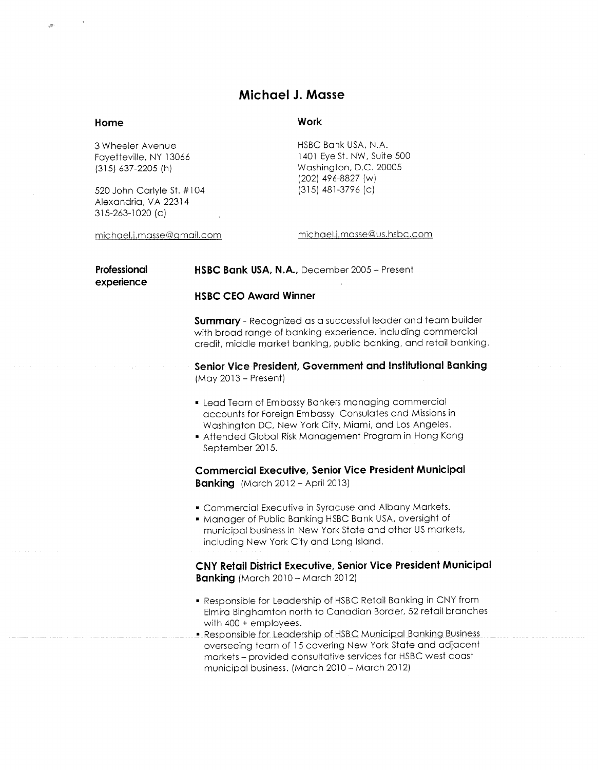# Michael J. Masse

**Home**

3 Wheeler Avenue
Fayetteville, NY 13066
(315) 637-2205 (h)

520 John Carlyle St. #104
Alexandria, VA 22314
315-263-1020 (c)

michael.j.masse@gmail.com

**Work**

HSBC Bank USA, N.A.
1401 Eye St. NW, Suite 500
Washington, D.C. 20005
(202) 496-8827 (w)
(315) 481-3796 (c)

michael.j.masse@us.hsbc.com

## Professional experience

**HSBC Bank USA, N.A.**, December 2005 – Present

**HSBC CEO Award Winner**

**Summary** - Recognized as a successful leader and team builder with broad range of banking experience, including commercial credit, middle market banking, public banking, and retail banking.

**Senior Vice President, Government and Institutional Banking** (May 2013 – Present)

- Lead Team of Embassy Bankers managing commercial accounts for Foreign Embassy, Consulates and Missions in Washington DC, New York City, Miami, and Los Angeles.
- Attended Global Risk Management Program in Hong Kong September 2015.

**Commercial Executive, Senior Vice President Municipal Banking** (March 2012 – April 2013)

- Commercial Executive in Syracuse and Albany Markets.
- Manager of Public Banking HSBC Bank USA, oversight of municipal business in New York State and other US markets, including New York City and Long Island.

**CNY Retail District Executive, Senior Vice President Municipal Banking** (March 2010 – March 2012)

- Responsible for Leadership of HSBC Retail Banking in CNY from Elmira Binghamton north to Canadian Border, 52 retail branches with 400 + employees.
- Responsible for Leadership of HSBC Municipal Banking Business overseeing team of 15 covering New York State and adjacent markets – provided consultative services for HSBC west coast municipal business. (March 2010 – March 2012)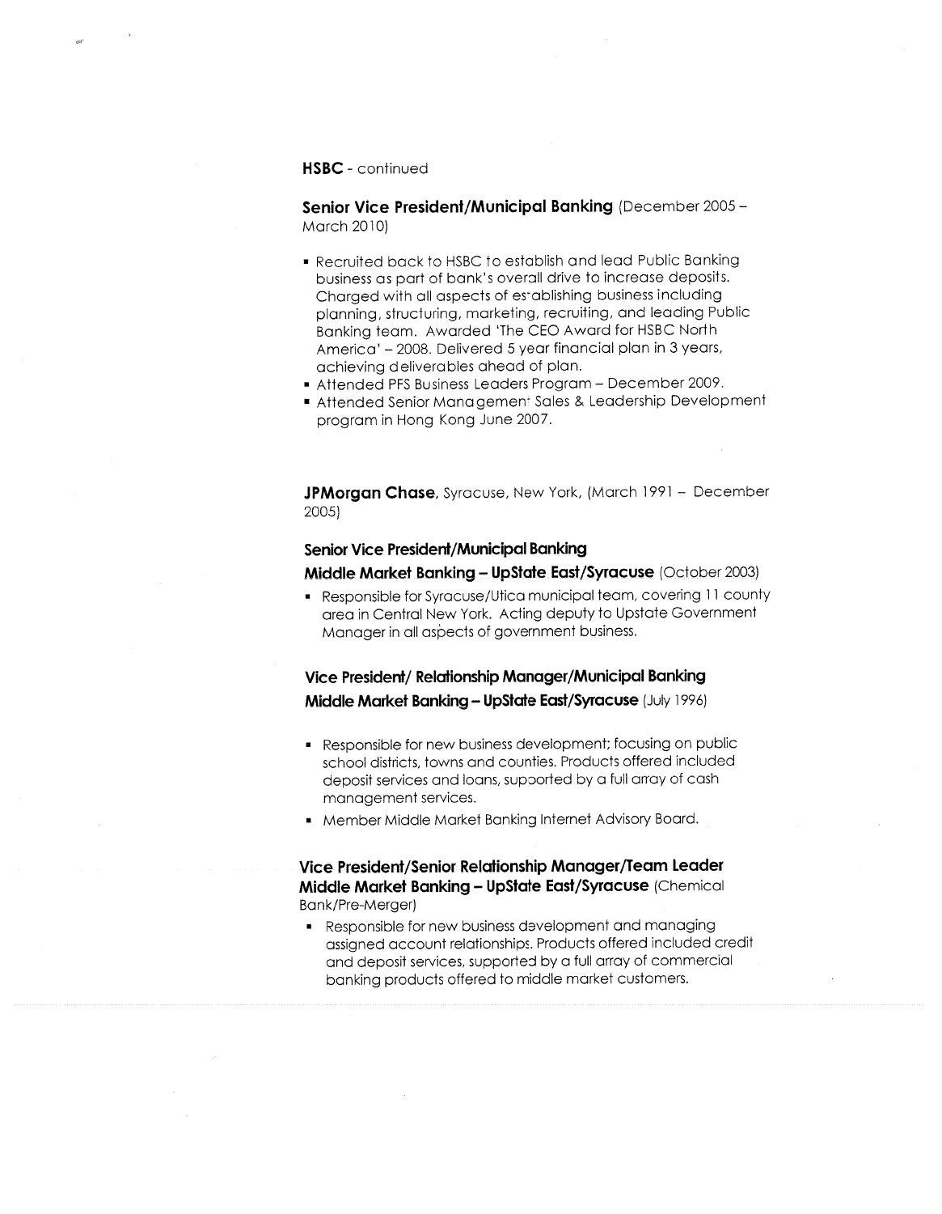**HSBC** - continued

**Senior Vice President/Municipal Banking** (December 2005 – March 2010)

- Recruited back to HSBC to establish and lead Public Banking business as part of bank's overall drive to increase deposits. Charged with all aspects of establishing business including planning, structuring, marketing, recruiting, and leading Public Banking team. Awarded 'The CEO Award for HSBC North America' – 2008. Delivered 5 year financial plan in 3 years, achieving deliverables ahead of plan.
- Attended PFS Business Leaders Program – December 2009.
- Attended Senior Management Sales & Leadership Development program in Hong Kong June 2007.

**JPMorgan Chase**, Syracuse, New York, (March 1991 – December 2005)

**Senior Vice President/Municipal Banking**
**Middle Market Banking – UpState East/Syracuse** (October 2003)

- Responsible for Syracuse/Utica municipal team, covering 11 county area in Central New York. Acting deputy to Upstate Government Manager in all aspects of government business.

**Vice President/ Relationship Manager/Municipal Banking**
**Middle Market Banking – UpState East/Syracuse** (July 1996)

- Responsible for new business development; focusing on public school districts, towns and counties. Products offered included deposit services and loans, supported by a full array of cash management services.
- Member Middle Market Banking Internet Advisory Board.

**Vice President/Senior Relationship Manager/Team Leader**
**Middle Market Banking – UpState East/Syracuse** (Chemical Bank/Pre-Merger)

- Responsible for new business development and managing assigned account relationships. Products offered included credit and deposit services, supported by a full array of commercial banking products offered to middle market customers.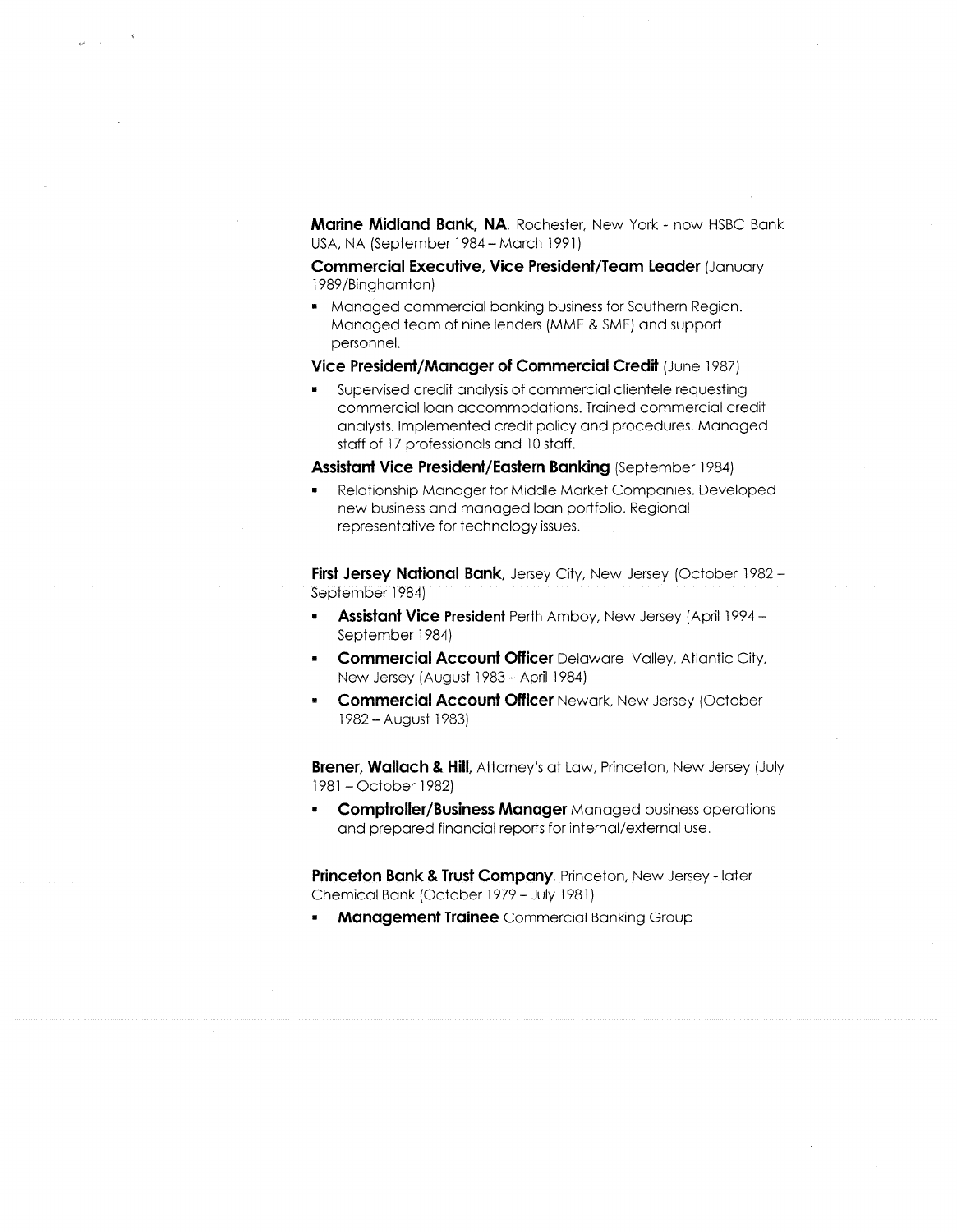**Marine Midland Bank, NA**, Rochester, New York - now HSBC Bank USA, NA (September 1984 – March 1991)

**Commercial Executive, Vice President/Team Leader** (January 1989/Binghamton)

- Managed commercial banking business for Southern Region. Managed team of nine lenders (MME & SME) and support personnel.

**Vice President/Manager of Commercial Credit** (June 1987)

- Supervised credit analysis of commercial clientele requesting commercial loan accommodations. Trained commercial credit analysts. Implemented credit policy and procedures. Managed staff of 17 professionals and 10 staff.

**Assistant Vice President/Eastern Banking** (September 1984)

- Relationship Manager for Middle Market Companies. Developed new business and managed loan portfolio. Regional representative for technology issues.

**First Jersey National Bank**, Jersey City, New Jersey (October 1982 – September 1984)

- **Assistant Vice President** Perth Amboy, New Jersey (April 1994 – September 1984)
- **Commercial Account Officer** Delaware Valley, Atlantic City, New Jersey (August 1983 – April 1984)
- **Commercial Account Officer** Newark, New Jersey (October 1982 – August 1983)

**Brener, Wallach & Hill**, Attorney's at Law, Princeton, New Jersey (July 1981 – October 1982)

- **Comptroller/Business Manager** Managed business operations and prepared financial reports for internal/external use.

**Princeton Bank & Trust Company**, Princeton, New Jersey - later Chemical Bank (October 1979 – July 1981)

- **Management Trainee** Commercial Banking Group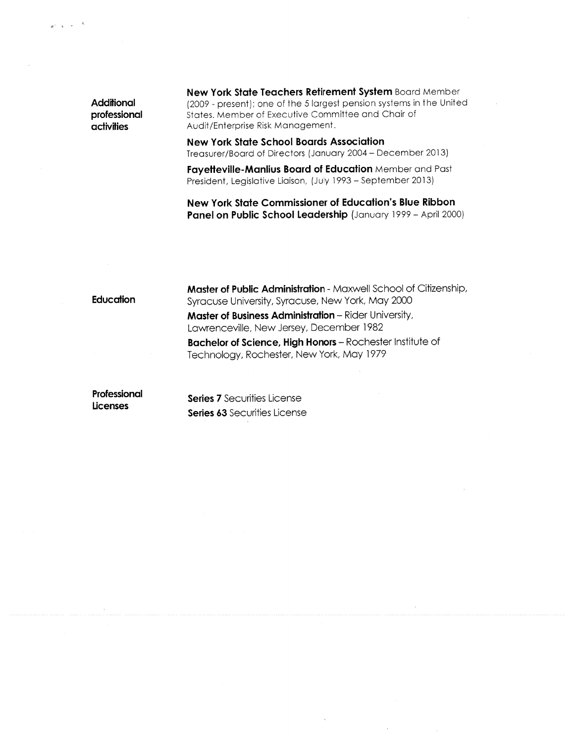## Additional professional activities

**New York State Teachers Retirement System** Board Member (2009 - present); one of the 5 largest pension systems in the United States. Member of Executive Committee and Chair of Audit/Enterprise Risk Management.

**New York State School Boards Association**
Treasurer/Board of Directors (January 2004 – December 2013)

**Fayetteville-Manlius Board of Education** Member and Past President, Legislative Liaison, (July 1993 – September 2013)

**New York State Commissioner of Education's Blue Ribbon Panel on Public School Leadership** (January 1999 – April 2000)

## Education

**Master of Public Administration** - Maxwell School of Citizenship, Syracuse University, Syracuse, New York, May 2000

**Master of Business Administration** – Rider University, Lawrenceville, New Jersey, December 1982

**Bachelor of Science, High Honors** – Rochester Institute of Technology, Rochester, New York, May 1979

## Professional Licenses

**Series 7** Securities License
**Series 63** Securities License